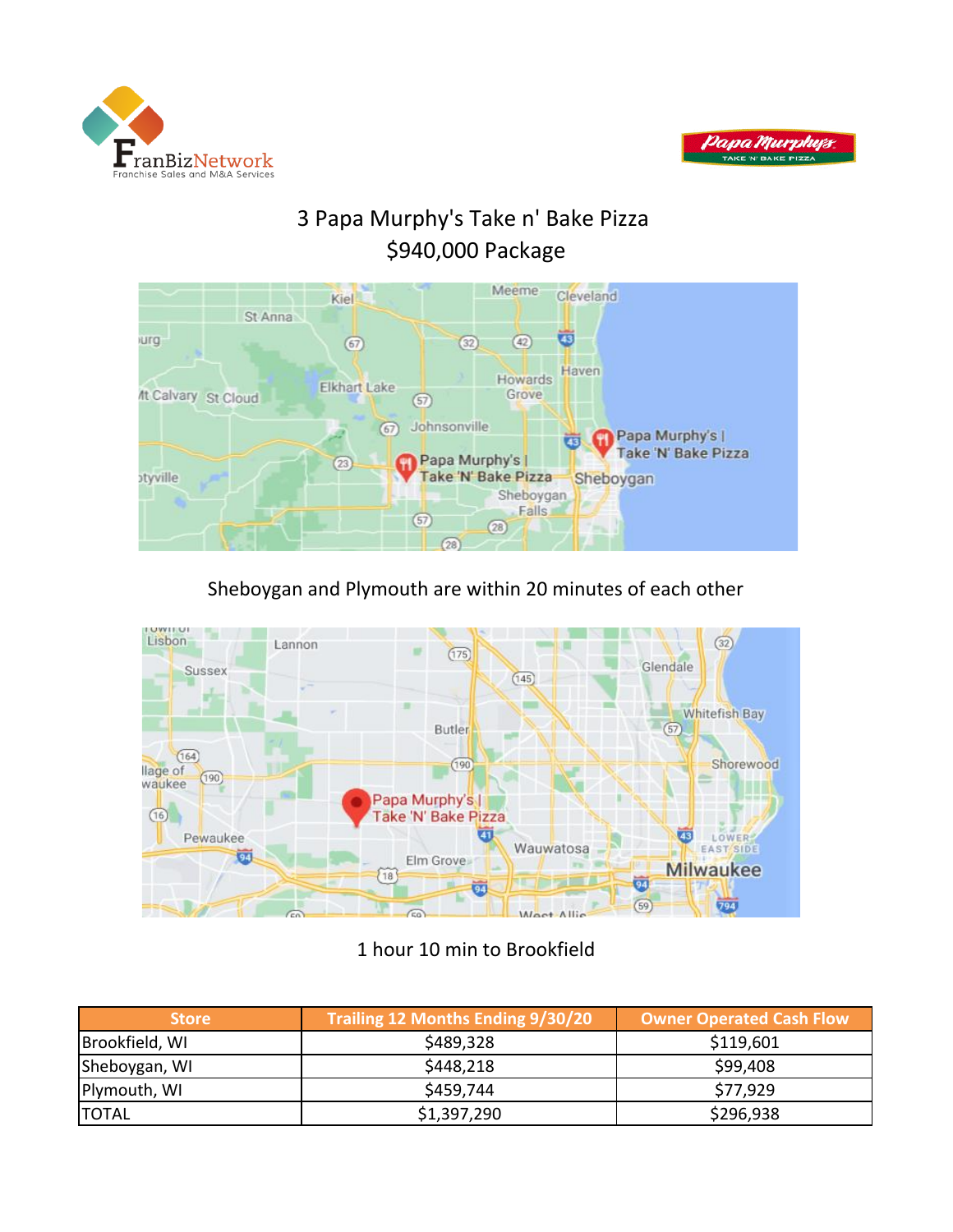# 3 Papa Murphy's Take n' Bake Pizza
## $940,000 Package

Sheboygan and Plymouth are within 20 minutes of each other

1 hour 10 min to Brookfield

| Store | Trailing 12 Months Ending 9/30/20 | Owner Operated Cash Flow |
|---|---|---|
| Brookfield, WI | $489,328 | $119,601 |
| Sheboygan, WI | $448,218 | $99,408 |
| Plymouth, WI | $459,744 | $77,929 |
| TOTAL | $1,397,290 | $296,938 |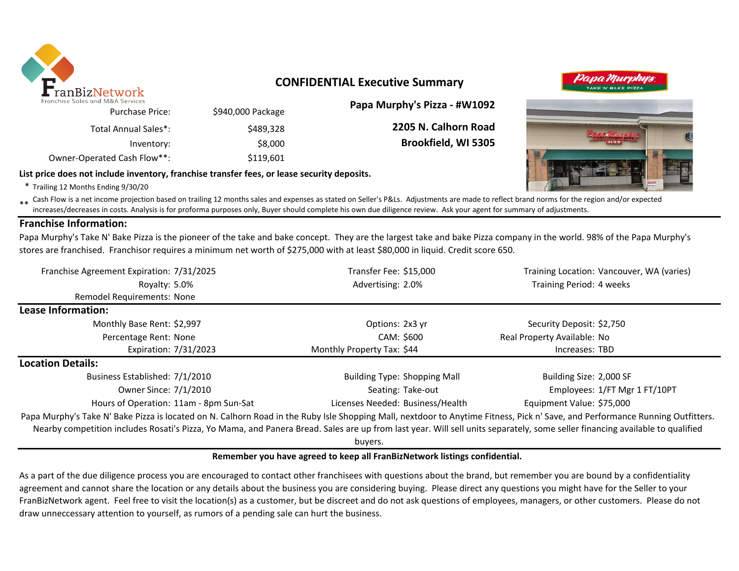FranBizNetwork
Franchise Sales and M&A Services

## CONFIDENTIAL Executive Summary

| | |
|---|---|
| Purchase Price: | $940,000 Package |
| Total Annual Sales*: | $489,328 |
| Inventory: | $8,000 |
| Owner-Operated Cash Flow**: | $119,601 |

**Papa Murphy's Pizza - #W1092**

**2205 N. Calhorn Road**
**Brookfield, WI 5305**

**List price does not include inventory, franchise transfer fees, or lease security deposits.**

\* Trailing 12 Months Ending 9/30/20

\*\* Cash Flow is a net income projection based on trailing 12 months sales and expenses as stated on Seller's P&Ls. Adjustments are made to reflect brand norms for the region and/or expected increases/decreases in costs. Analysis is for proforma purposes only, Buyer should complete his own due diligence review. Ask your agent for summary of adjustments.

### Franchise Information:

Papa Murphy's Take N' Bake Pizza is the pioneer of the take and bake concept. They are the largest take and bake Pizza company in the world. 98% of the Papa Murphy's stores are franchised. Franchisor requires a minimum net worth of $275,000 with at least $80,000 in liquid. Credit score 650.

| | | | | | |
|---|---|---|---|---|---|
| Franchise Agreement Expiration: | 7/31/2025 | Transfer Fee: | $15,000 | Training Location: | Vancouver, WA (varies) |
| Royalty: | 5.0% | Advertising: | 2.0% | Training Period: | 4 weeks |
| Remodel Requirements: | None | | | | |

### Lease Information:

| | | | | | |
|---|---|---|---|---|---|
| Monthly Base Rent: | $2,997 | Options: | 2x3 yr | Security Deposit: | $2,750 |
| Percentage Rent: | None | CAM: | $600 | Real Property Available: | No |
| Expiration: | 7/31/2023 | Monthly Property Tax: | $44 | Increases: | TBD |

### Location Details:

| | | | | | |
|---|---|---|---|---|---|
| Business Established: | 7/1/2010 | Building Type: | Shopping Mall | Building Size: | 2,000 SF |
| Owner Since: | 7/1/2010 | Seating: | Take-out | Employees: | 1/FT Mgr 1 FT/10PT |
| Hours of Operation: | 11am - 8pm Sun-Sat | Licenses Needed: | Business/Health | Equipment Value: | $75,000 |

Papa Murphy's Take N' Bake Pizza is located on N. Calhorn Road in the Ruby Isle Shopping Mall, nextdoor to Anytime Fitness, Pick n' Save, and Performance Running Outfitters. Nearby competition includes Rosati's Pizza, Yo Mama, and Panera Bread. Sales are up from last year. Will sell units separately, some seller financing available to qualified buyers.

**Remember you have agreed to keep all FranBizNetwork listings confidential.**

As a part of the due diligence process you are encouraged to contact other franchisees with questions about the brand, but remember you are bound by a confidentiality agreement and cannot share the location or any details about the business you are considering buying. Please direct any questions you might have for the Seller to your FranBizNetwork agent. Feel free to visit the location(s) as a customer, but be discreet and do not ask questions of employees, managers, or other customers. Please do not draw unneccessary attention to yourself, as rumors of a pending sale can hurt the business.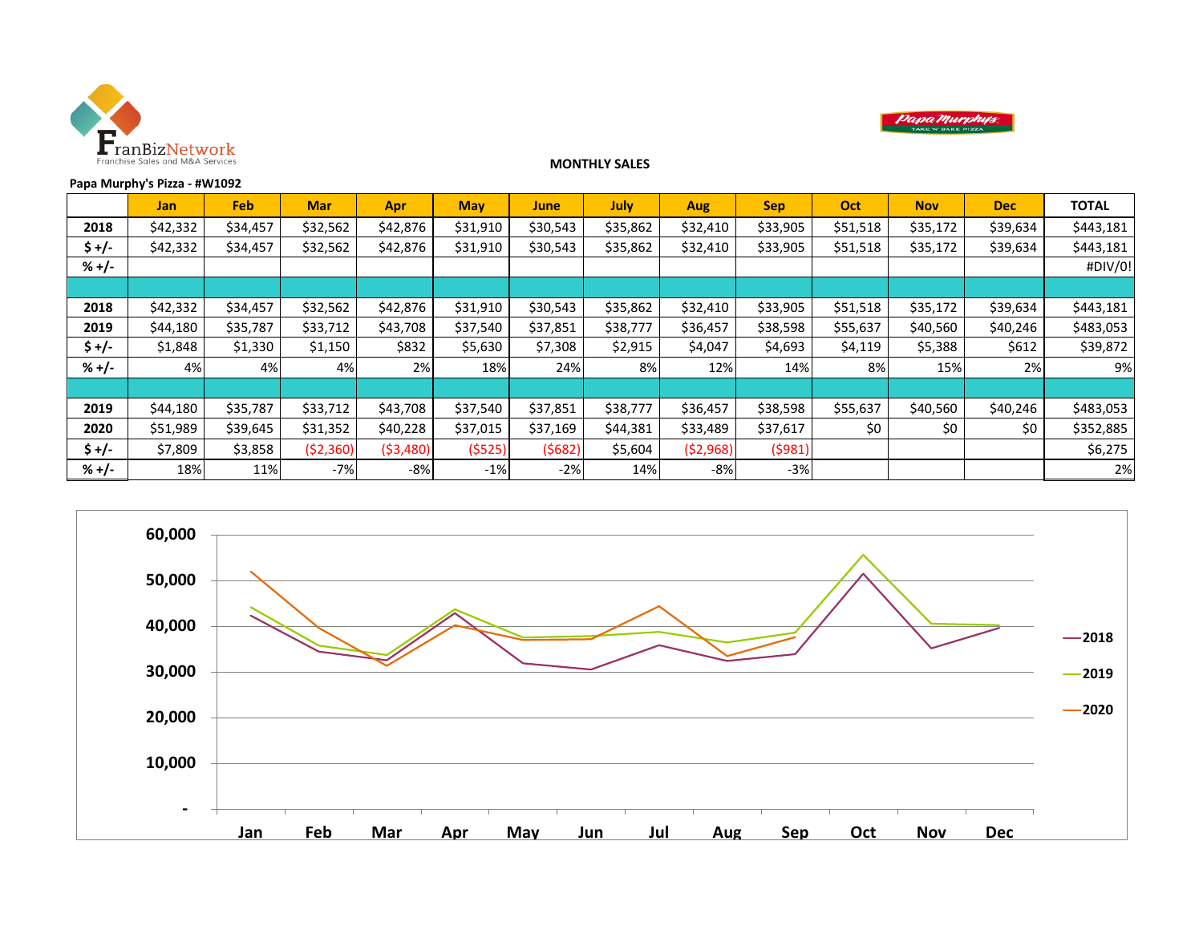FranBizNetwork
Franchise Sales and M&A Services

**MONTHLY SALES**

**Papa Murphy's Pizza - #W1092**

| | Jan | Feb | Mar | Apr | May | June | July | Aug | Sep | Oct | Nov | Dec | TOTAL |
|---|---|---|---|---|---|---|---|---|---|---|---|---|---|
| **2018** | $42,332 | $34,457 | $32,562 | $42,876 | $31,910 | $30,543 | $35,862 | $32,410 | $33,905 | $51,518 | $35,172 | $39,634 | $443,181 |
| **$ +/-** | $42,332 | $34,457 | $32,562 | $42,876 | $31,910 | $30,543 | $35,862 | $32,410 | $33,905 | $51,518 | $35,172 | $39,634 | $443,181 |
| **% +/-** | | | | | | | | | | | | | #DIV/0! |
| | | | | | | | | | | | | | |
| **2018** | $42,332 | $34,457 | $32,562 | $42,876 | $31,910 | $30,543 | $35,862 | $32,410 | $33,905 | $51,518 | $35,172 | $39,634 | $443,181 |
| **2019** | $44,180 | $35,787 | $33,712 | $43,708 | $37,540 | $37,851 | $38,777 | $36,457 | $38,598 | $55,637 | $40,560 | $40,246 | $483,053 |
| **$ +/-** | $1,848 | $1,330 | $1,150 | $832 | $5,630 | $7,308 | $2,915 | $4,047 | $4,693 | $4,119 | $5,388 | $612 | $39,872 |
| **% +/-** | 4% | 4% | 4% | 2% | 18% | 24% | 8% | 12% | 14% | 8% | 15% | 2% | 9% |
| | | | | | | | | | | | | | |
| **2019** | $44,180 | $35,787 | $33,712 | $43,708 | $37,540 | $37,851 | $38,777 | $36,457 | $38,598 | $55,637 | $40,560 | $40,246 | $483,053 |
| **2020** | $51,989 | $39,645 | $31,352 | $40,228 | $37,015 | $37,169 | $44,381 | $33,489 | $37,617 | $0 | $0 | $0 | $352,885 |
| **$ +/-** | $7,809 | $3,858 | ($2,360) | ($3,480) | ($525) | ($682) | $5,604 | ($2,968) | ($981) | | | | $6,275 |
| **% +/-** | 18% | 11% | -7% | -8% | -1% | -2% | 14% | -8% | -3% | | | | 2% |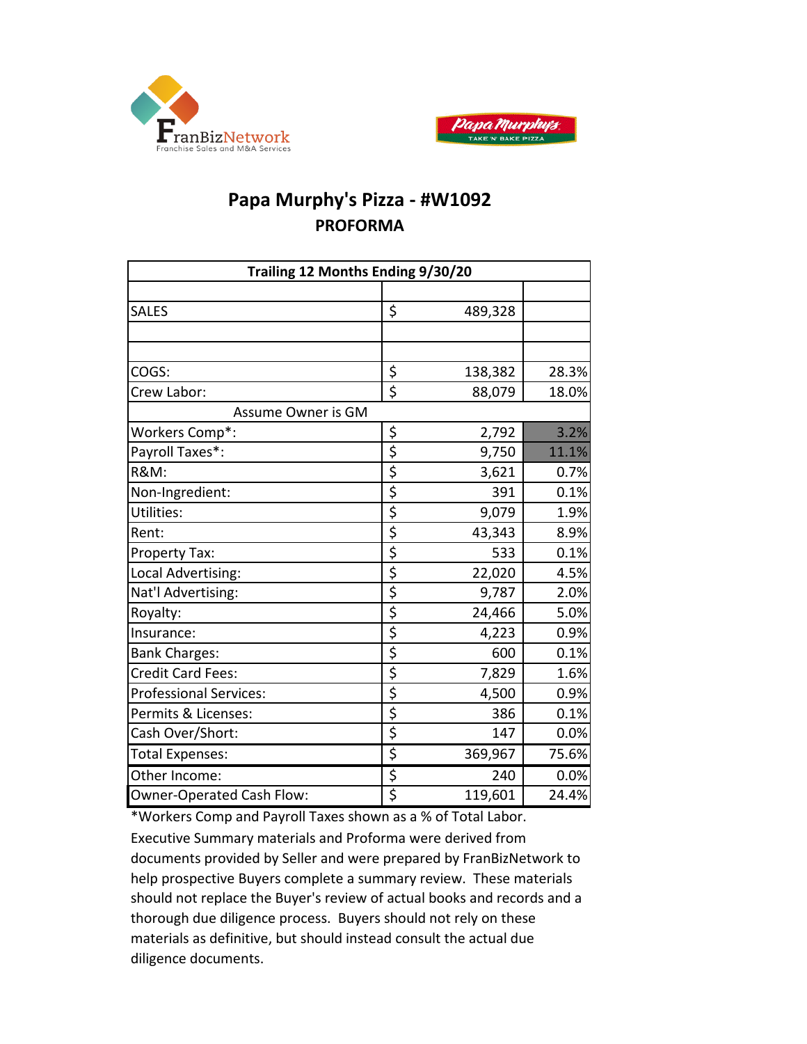FranBizNetwork
Franchise Sales and M&A Services

Papa Murphy's
TAKE 'N' BAKE PIZZA

# Papa Murphy's Pizza - #W1092

## PROFORMA

| Trailing 12 Months Ending 9/30/20 | | |
|---|---|---|
| | | |
| SALES | $ 489,328 | |
| | | |
| | | |
| COGS: | $ 138,382 | 28.3% |
| Crew Labor: | $ 88,079 | 18.0% |
| Assume Owner is GM | | |
| Workers Comp*: | $ 2,792 | 3.2% |
| Payroll Taxes*: | $ 9,750 | 11.1% |
| R&M: | $ 3,621 | 0.7% |
| Non-Ingredient: | $ 391 | 0.1% |
| Utilities: | $ 9,079 | 1.9% |
| Rent: | $ 43,343 | 8.9% |
| Property Tax: | $ 533 | 0.1% |
| Local Advertising: | $ 22,020 | 4.5% |
| Nat'l Advertising: | $ 9,787 | 2.0% |
| Royalty: | $ 24,466 | 5.0% |
| Insurance: | $ 4,223 | 0.9% |
| Bank Charges: | $ 600 | 0.1% |
| Credit Card Fees: | $ 7,829 | 1.6% |
| Professional Services: | $ 4,500 | 0.9% |
| Permits & Licenses: | $ 386 | 0.1% |
| Cash Over/Short: | $ 147 | 0.0% |
| Total Expenses: | $ 369,967 | 75.6% |
| Other Income: | $ 240 | 0.0% |
| Owner-Operated Cash Flow: | $ 119,601 | 24.4% |

*Workers Comp and Payroll Taxes shown as a % of Total Labor.

Executive Summary materials and Proforma were derived from documents provided by Seller and were prepared by FranBizNetwork to help prospective Buyers complete a summary review. These materials should not replace the Buyer's review of actual books and records and a thorough due diligence process. Buyers should not rely on these materials as definitive, but should instead consult the actual due diligence documents.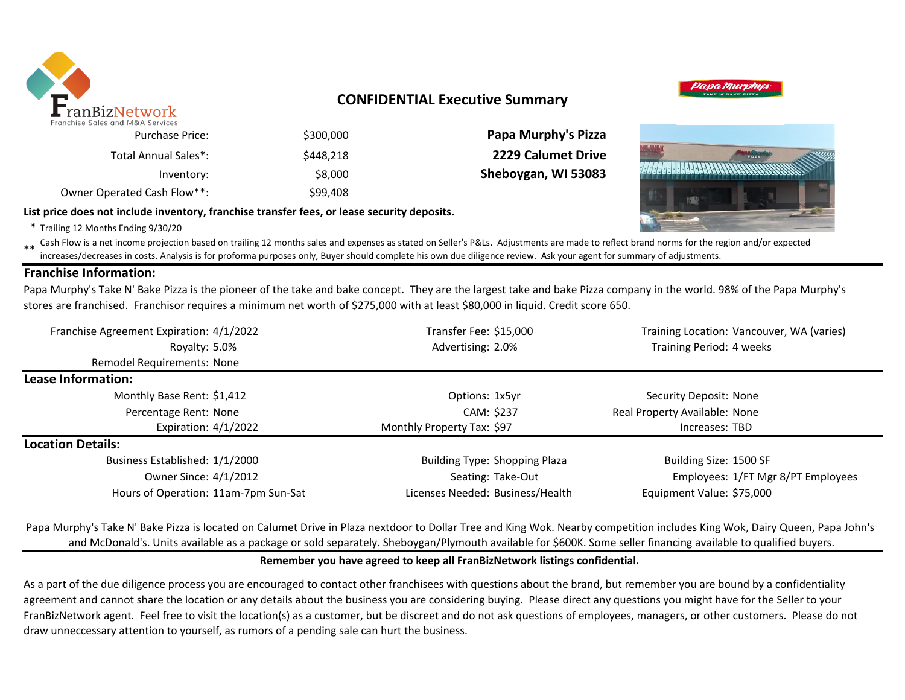# CONFIDENTIAL Executive Summary

| | |
|---|---|
| Purchase Price: | $300,000 |
| Total Annual Sales*: | $448,218 |
| Inventory: | $8,000 |
| Owner Operated Cash Flow**: | $99,408 |

**Papa Murphy's Pizza**
**2229 Calumet Drive**
**Sheboygan, WI 53083**

**List price does not include inventory, franchise transfer fees, or lease security deposits.**

\* Trailing 12 Months Ending 9/30/20

\*\* Cash Flow is a net income projection based on trailing 12 months sales and expenses as stated on Seller's P&Ls. Adjustments are made to reflect brand norms for the region and/or expected increases/decreases in costs. Analysis is for proforma purposes only, Buyer should complete his own due diligence review. Ask your agent for summary of adjustments.

## Franchise Information:

Papa Murphy's Take N' Bake Pizza is the pioneer of the take and bake concept. They are the largest take and bake Pizza company in the world. 98% of the Papa Murphy's stores are franchised. Franchisor requires a minimum net worth of $275,000 with at least $80,000 in liquid. Credit score 650.

| | | | | | |
|---|---|---|---|---|---|
| Franchise Agreement Expiration: | 4/1/2022 | Transfer Fee: | $15,000 | Training Location: | Vancouver, WA (varies) |
| Royalty: | 5.0% | Advertising: | 2.0% | Training Period: | 4 weeks |
| Remodel Requirements: | None | | | | |

## Lease Information:

| | | | | | |
|---|---|---|---|---|---|
| Monthly Base Rent: | $1,412 | Options: | 1x5yr | Security Deposit: | None |
| Percentage Rent: | None | CAM: | $237 | Real Property Available: | None |
| Expiration: | 4/1/2022 | Monthly Property Tax: | $97 | Increases: | TBD |

## Location Details:

| | | | | | |
|---|---|---|---|---|---|
| Business Established: | 1/1/2000 | Building Type: | Shopping Plaza | Building Size: | 1500 SF |
| Owner Since: | 4/1/2012 | Seating: | Take-Out | Employees: | 1/FT Mgr 8/PT Employees |
| Hours of Operation: | 11am-7pm Sun-Sat | Licenses Needed: | Business/Health | Equipment Value: | $75,000 |

Papa Murphy's Take N' Bake Pizza is located on Calumet Drive in Plaza nextdoor to Dollar Tree and King Wok. Nearby competition includes King Wok, Dairy Queen, Papa John's and McDonald's. Units available as a package or sold separately. Sheboygan/Plymouth available for $600K. Some seller financing available to qualified buyers.

**Remember you have agreed to keep all FranBizNetwork listings confidential.**

As a part of the due diligence process you are encouraged to contact other franchisees with questions about the brand, but remember you are bound by a confidentiality agreement and cannot share the location or any details about the business you are considering buying. Please direct any questions you might have for the Seller to your FranBizNetwork agent. Feel free to visit the location(s) as a customer, but be discreet and do not ask questions of employees, managers, or other customers. Please do not draw unneccessary attention to yourself, as rumors of a pending sale can hurt the business.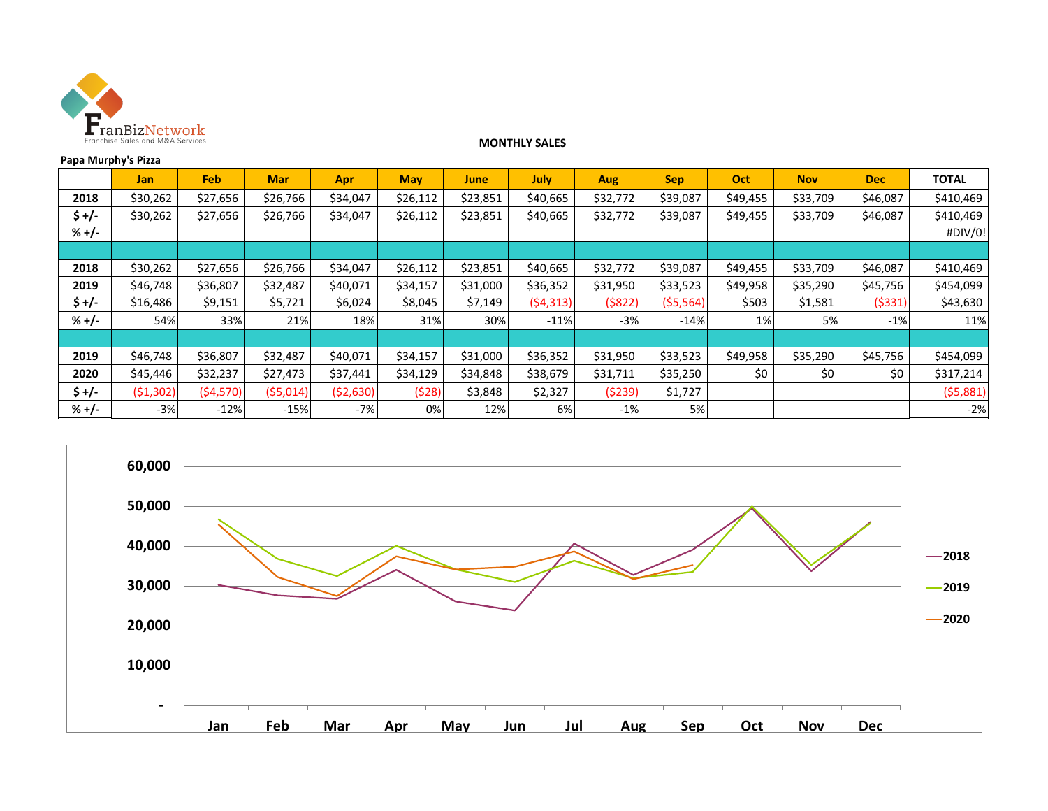**MONTHLY SALES**

**Papa Murphy's Pizza**

| | Jan | Feb | Mar | Apr | May | June | July | Aug | Sep | Oct | Nov | Dec | TOTAL |
|---|---|---|---|---|---|---|---|---|---|---|---|---|---|
| **2018** | $30,262 | $27,656 | $26,766 | $34,047 | $26,112 | $23,851 | $40,665 | $32,772 | $39,087 | $49,455 | $33,709 | $46,087 | $410,469 |
| **$ +/-** | $30,262 | $27,656 | $26,766 | $34,047 | $26,112 | $23,851 | $40,665 | $32,772 | $39,087 | $49,455 | $33,709 | $46,087 | $410,469 |
| **% +/-** | | | | | | | | | | | | | #DIV/0! |
| | | | | | | | | | | | | | |
| **2018** | $30,262 | $27,656 | $26,766 | $34,047 | $26,112 | $23,851 | $40,665 | $32,772 | $39,087 | $49,455 | $33,709 | $46,087 | $410,469 |
| **2019** | $46,748 | $36,807 | $32,487 | $40,071 | $34,157 | $31,000 | $36,352 | $31,950 | $33,523 | $49,958 | $35,290 | $45,756 | $454,099 |
| **$ +/-** | $16,486 | $9,151 | $5,721 | $6,024 | $8,045 | $7,149 | ($4,313) | ($822) | ($5,564) | $503 | $1,581 | ($331) | $43,630 |
| **% +/-** | 54% | 33% | 21% | 18% | 31% | 30% | -11% | -3% | -14% | 1% | 5% | -1% | 11% |
| | | | | | | | | | | | | | |
| **2019** | $46,748 | $36,807 | $32,487 | $40,071 | $34,157 | $31,000 | $36,352 | $31,950 | $33,523 | $49,958 | $35,290 | $45,756 | $454,099 |
| **2020** | $45,446 | $32,237 | $27,473 | $37,441 | $34,129 | $34,848 | $38,679 | $31,711 | $35,250 | $0 | $0 | $0 | $317,214 |
| **$ +/-** | ($1,302) | ($4,570) | ($5,014) | ($2,630) | ($28) | $3,848 | $2,327 | ($239) | $1,727 | | | | ($5,881) |
| **% +/-** | -3% | -12% | -15% | -7% | 0% | 12% | 6% | -1% | 5% | | | | -2% |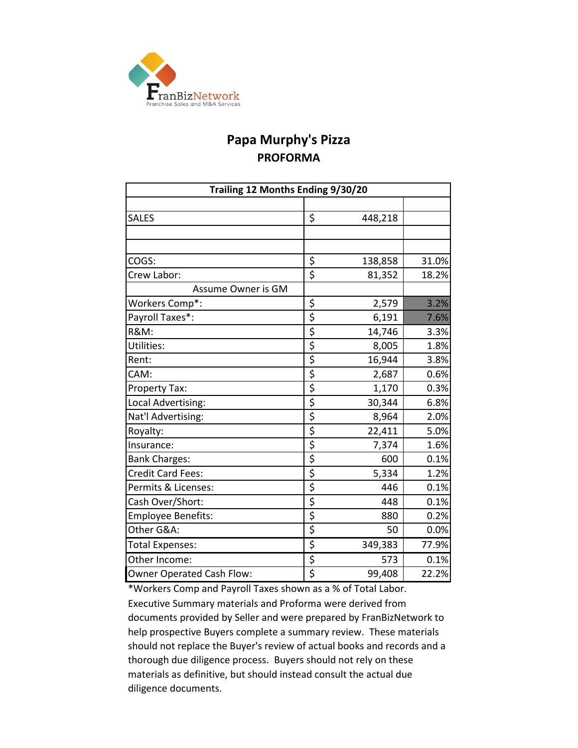FranBizNetwork
Franchise Sales and M&A Services

# Papa Murphy's Pizza

## PROFORMA

| Trailing 12 Months Ending 9/30/20 | | |
|---|---|---|
| | | |
| SALES | $ 448,218 | |
| | | |
| | | |
| COGS: | $ 138,858 | 31.0% |
| Crew Labor: | $ 81,352 | 18.2% |
| Assume Owner is GM | | |
| Workers Comp*: | $ 2,579 | 3.2% |
| Payroll Taxes*: | $ 6,191 | 7.6% |
| R&M: | $ 14,746 | 3.3% |
| Utilities: | $ 8,005 | 1.8% |
| Rent: | $ 16,944 | 3.8% |
| CAM: | $ 2,687 | 0.6% |
| Property Tax: | $ 1,170 | 0.3% |
| Local Advertising: | $ 30,344 | 6.8% |
| Nat'l Advertising: | $ 8,964 | 2.0% |
| Royalty: | $ 22,411 | 5.0% |
| Insurance: | $ 7,374 | 1.6% |
| Bank Charges: | $ 600 | 0.1% |
| Credit Card Fees: | $ 5,334 | 1.2% |
| Permits & Licenses: | $ 446 | 0.1% |
| Cash Over/Short: | $ 448 | 0.1% |
| Employee Benefits: | $ 880 | 0.2% |
| Other G&A: | $ 50 | 0.0% |
| Total Expenses: | $ 349,383 | 77.9% |
| Other Income: | $ 573 | 0.1% |
| Owner Operated Cash Flow: | $ 99,408 | 22.2% |

*Workers Comp and Payroll Taxes shown as a % of Total Labor.
Executive Summary materials and Proforma were derived from documents provided by Seller and were prepared by FranBizNetwork to help prospective Buyers complete a summary review. These materials should not replace the Buyer's review of actual books and records and a thorough due diligence process. Buyers should not rely on these materials as definitive, but should instead consult the actual due diligence documents.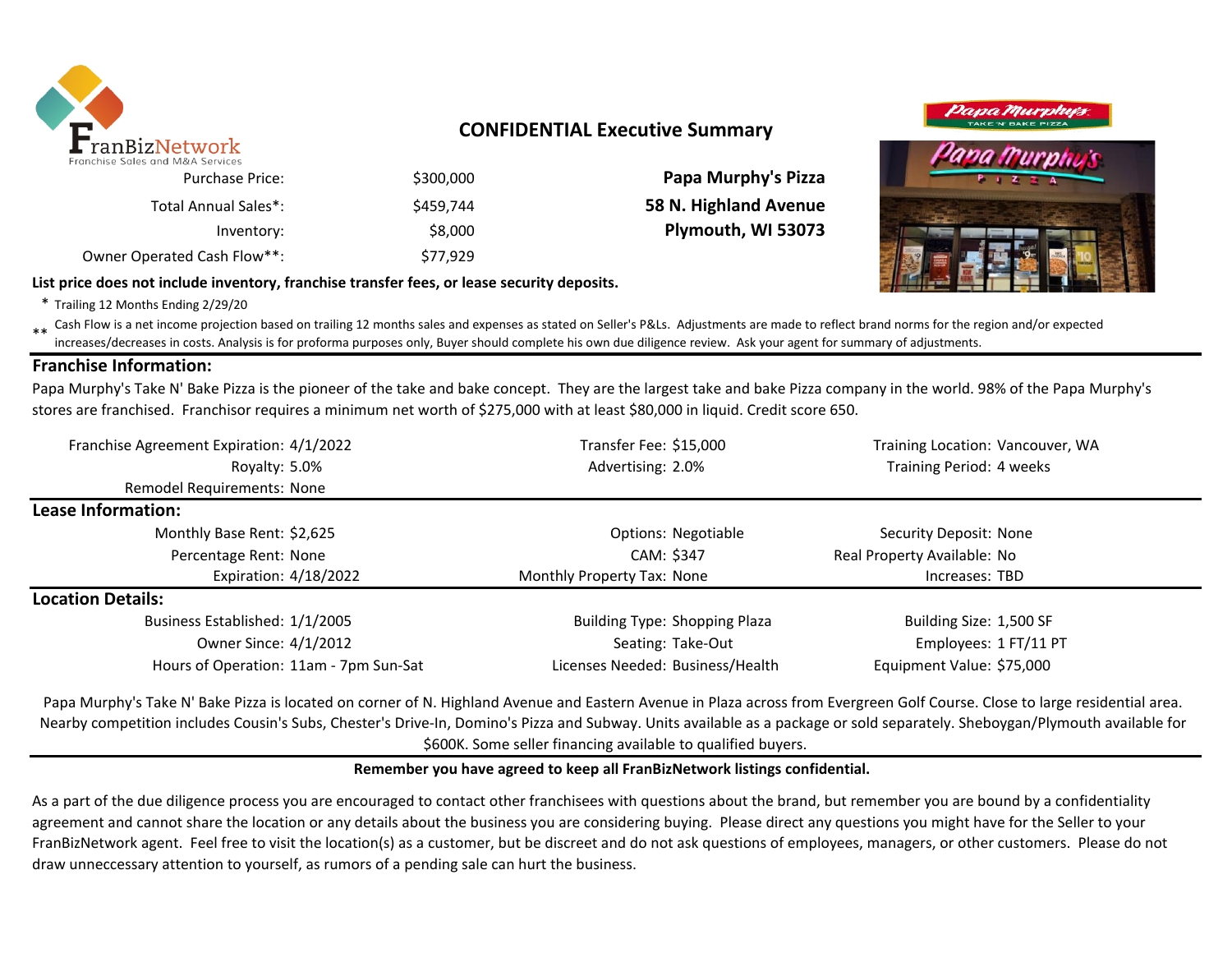## CONFIDENTIAL Executive Summary

| | | |
|---|---|---|
| Purchase Price: | $300,000 | **Papa Murphy's Pizza** |
| Total Annual Sales*: | $459,744 | **58 N. Highland Avenue** |
| Inventory: | $8,000 | **Plymouth, WI 53073** |
| Owner Operated Cash Flow**: | $77,929 | |

**List price does not include inventory, franchise transfer fees, or lease security deposits.**

\* Trailing 12 Months Ending 2/29/20

\*\* Cash Flow is a net income projection based on trailing 12 months sales and expenses as stated on Seller's P&Ls. Adjustments are made to reflect brand norms for the region and/or expected increases/decreases in costs. Analysis is for proforma purposes only, Buyer should complete his own due diligence review. Ask your agent for summary of adjustments.

### Franchise Information:

Papa Murphy's Take N' Bake Pizza is the pioneer of the take and bake concept. They are the largest take and bake Pizza company in the world. 98% of the Papa Murphy's stores are franchised. Franchisor requires a minimum net worth of $275,000 with at least $80,000 in liquid. Credit score 650.

| | | | | | |
|---|---|---|---|---|---|
| Franchise Agreement Expiration: | 4/1/2022 | Transfer Fee: | $15,000 | Training Location: | Vancouver, WA |
| Royalty: | 5.0% | Advertising: | 2.0% | Training Period: | 4 weeks |
| Remodel Requirements: | None | | | | |

### Lease Information:

| | | | | | |
|---|---|---|---|---|---|
| Monthly Base Rent: | $2,625 | Options: | Negotiable | Security Deposit: | None |
| Percentage Rent: | None | CAM: | $347 | Real Property Available: | No |
| Expiration: | 4/18/2022 | Monthly Property Tax: | None | Increases: | TBD |

### Location Details:

| | | | | | |
|---|---|---|---|---|---|
| Business Established: | 1/1/2005 | Building Type: | Shopping Plaza | Building Size: | 1,500 SF |
| Owner Since: | 4/1/2012 | Seating: | Take-Out | Employees: | 1 FT/11 PT |
| Hours of Operation: | 11am - 7pm Sun-Sat | Licenses Needed: | Business/Health | Equipment Value: | $75,000 |

Papa Murphy's Take N' Bake Pizza is located on corner of N. Highland Avenue and Eastern Avenue in Plaza across from Evergreen Golf Course. Close to large residential area. Nearby competition includes Cousin's Subs, Chester's Drive-In, Domino's Pizza and Subway. Units available as a package or sold separately. Sheboygan/Plymouth available for $600K. Some seller financing available to qualified buyers.

**Remember you have agreed to keep all FranBizNetwork listings confidential.**

As a part of the due diligence process you are encouraged to contact other franchisees with questions about the brand, but remember you are bound by a confidentiality agreement and cannot share the location or any details about the business you are considering buying. Please direct any questions you might have for the Seller to your FranBizNetwork agent. Feel free to visit the location(s) as a customer, but be discreet and do not ask questions of employees, managers, or other customers. Please do not draw unneccessary attention to yourself, as rumors of a pending sale can hurt the business.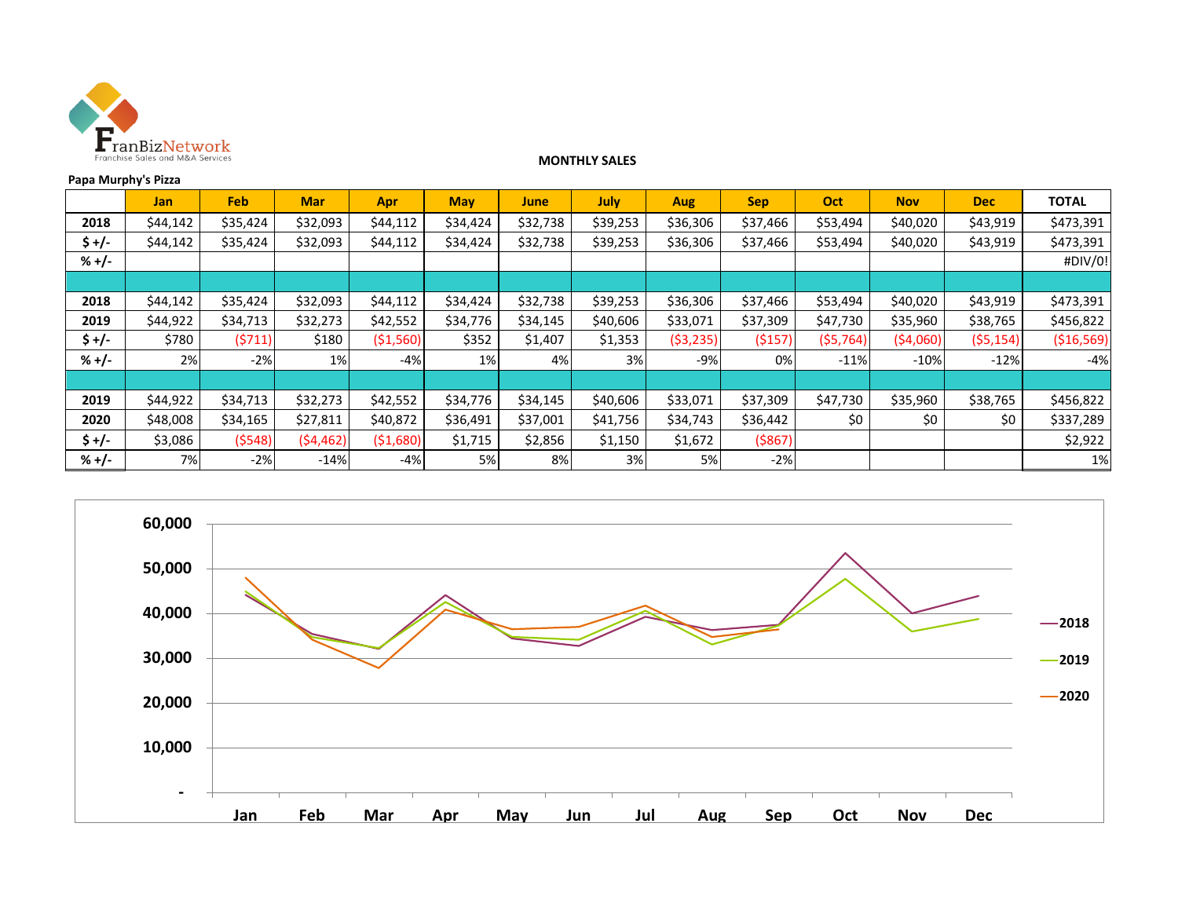**MONTHLY SALES**

**Papa Murphy's Pizza**

| | Jan | Feb | Mar | Apr | May | June | July | Aug | Sep | Oct | Nov | Dec | TOTAL |
|---|---|---|---|---|---|---|---|---|---|---|---|---|---|
| **2018** | $44,142 | $35,424 | $32,093 | $44,112 | $34,424 | $32,738 | $39,253 | $36,306 | $37,466 | $53,494 | $40,020 | $43,919 | $473,391 |
| **$ +/-** | $44,142 | $35,424 | $32,093 | $44,112 | $34,424 | $32,738 | $39,253 | $36,306 | $37,466 | $53,494 | $40,020 | $43,919 | $473,391 |
| **% +/-** | | | | | | | | | | | | | #DIV/0! |
| | | | | | | | | | | | | | |
| **2018** | $44,142 | $35,424 | $32,093 | $44,112 | $34,424 | $32,738 | $39,253 | $36,306 | $37,466 | $53,494 | $40,020 | $43,919 | $473,391 |
| **2019** | $44,922 | $34,713 | $32,273 | $42,552 | $34,776 | $34,145 | $40,606 | $33,071 | $37,309 | $47,730 | $35,960 | $38,765 | $456,822 |
| **$ +/-** | $780 | ($711) | $180 | ($1,560) | $352 | $1,407 | $1,353 | ($3,235) | ($157) | ($5,764) | ($4,060) | ($5,154) | ($16,569) |
| **% +/-** | 2% | -2% | 1% | -4% | 1% | 4% | 3% | -9% | 0% | -11% | -10% | -12% | -4% |
| | | | | | | | | | | | | | |
| **2019** | $44,922 | $34,713 | $32,273 | $42,552 | $34,776 | $34,145 | $40,606 | $33,071 | $37,309 | $47,730 | $35,960 | $38,765 | $456,822 |
| **2020** | $48,008 | $34,165 | $27,811 | $40,872 | $36,491 | $37,001 | $41,756 | $34,743 | $36,442 | $0 | $0 | $0 | $337,289 |
| **$ +/-** | $3,086 | ($548) | ($4,462) | ($1,680) | $1,715 | $2,856 | $1,150 | $1,672 | ($867) | | | | $2,922 |
| **% +/-** | 7% | -2% | -14% | -4% | 5% | 8% | 3% | 5% | -2% | | | | 1% |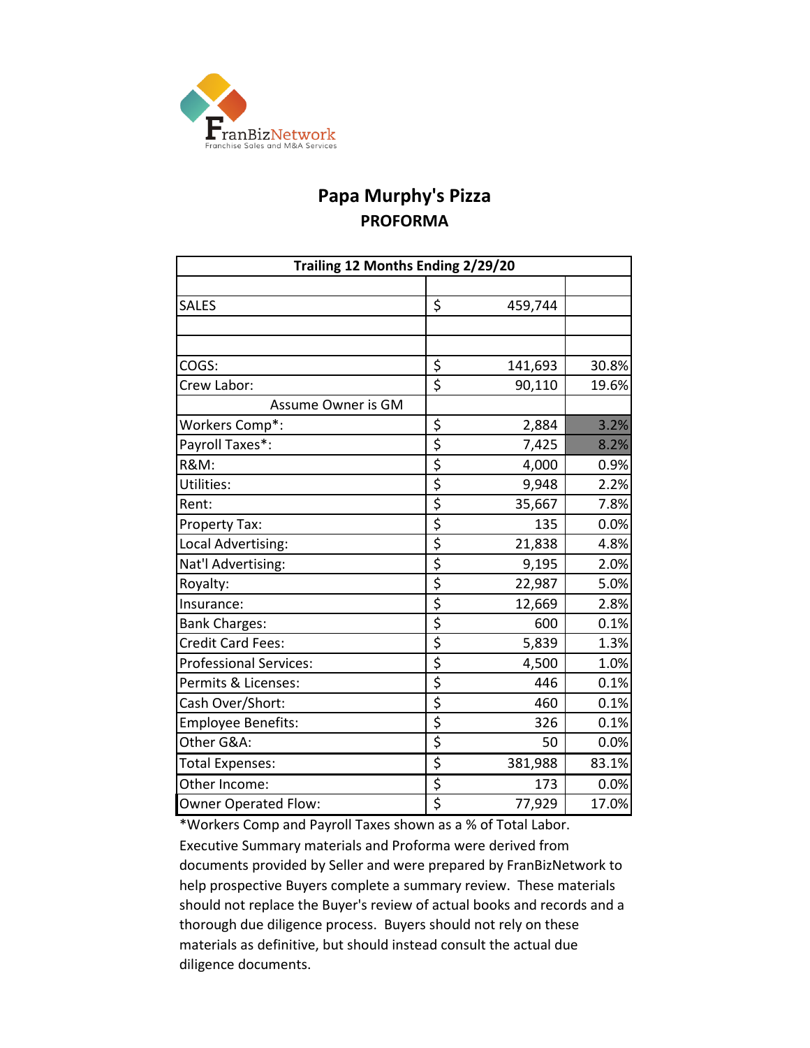FranBizNetwork
Franchise Sales and M&A Services

# Papa Murphy's Pizza

## PROFORMA

| Trailing 12 Months Ending 2/29/20 | | | |
|---|---|---|---|
| | | | |
| SALES | $ | 459,744 | |
| | | | |
| | | | |
| COGS: | $ | 141,693 | 30.8% |
| Crew Labor: | $ | 90,110 | 19.6% |
| Assume Owner is GM | | | |
| Workers Comp*: | $ | 2,884 | 3.2% |
| Payroll Taxes*: | $ | 7,425 | 8.2% |
| R&M: | $ | 4,000 | 0.9% |
| Utilities: | $ | 9,948 | 2.2% |
| Rent: | $ | 35,667 | 7.8% |
| Property Tax: | $ | 135 | 0.0% |
| Local Advertising: | $ | 21,838 | 4.8% |
| Nat'l Advertising: | $ | 9,195 | 2.0% |
| Royalty: | $ | 22,987 | 5.0% |
| Insurance: | $ | 12,669 | 2.8% |
| Bank Charges: | $ | 600 | 0.1% |
| Credit Card Fees: | $ | 5,839 | 1.3% |
| Professional Services: | $ | 4,500 | 1.0% |
| Permits & Licenses: | $ | 446 | 0.1% |
| Cash Over/Short: | $ | 460 | 0.1% |
| Employee Benefits: | $ | 326 | 0.1% |
| Other G&A: | $ | 50 | 0.0% |
| Total Expenses: | $ | 381,988 | 83.1% |
| Other Income: | $ | 173 | 0.0% |
| Owner Operated Flow: | $ | 77,929 | 17.0% |

*Workers Comp and Payroll Taxes shown as a % of Total Labor. Executive Summary materials and Proforma were derived from documents provided by Seller and were prepared by FranBizNetwork to help prospective Buyers complete a summary review. These materials should not replace the Buyer's review of actual books and records and a thorough due diligence process. Buyers should not rely on these materials as definitive, but should instead consult the actual due diligence documents.